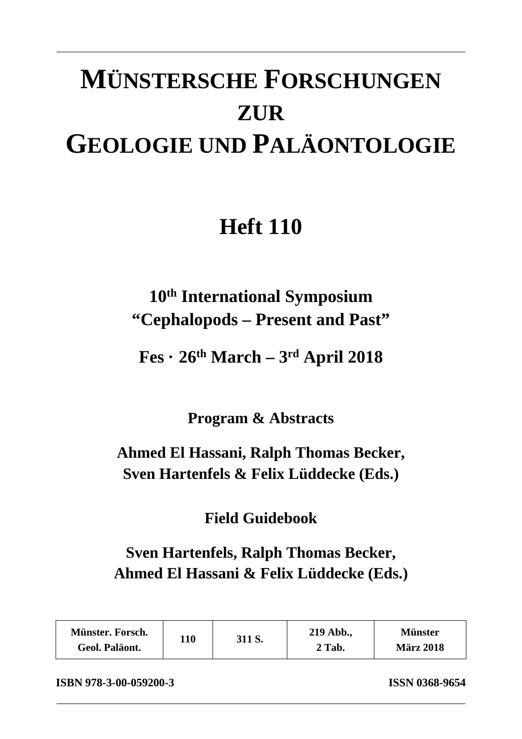# MÜNSTERSCHE FORSCHUNGEN ZUR GEOLOGIE UND PALÄONTOLOGIE

## Heft 110

### 10th International Symposium "Cephalopods – Present and Past"

### Fes · 26th March – 3rd April 2018

**Program & Abstracts**

**Ahmed El Hassani, Ralph Thomas Becker, Sven Hartenfels & Felix Lüddecke (Eds.)**

**Field Guidebook**

**Sven Hartenfels, Ralph Thomas Becker, Ahmed El Hassani & Felix Lüddecke (Eds.)**

| Münster. Forsch. Geol. Paläont. | 110 | 311 S. | 219 Abb., 2 Tab. | Münster März 2018 |
|---|---|---|---|---|

**ISBN 978-3-00-059200-3** **ISSN 0368-9654**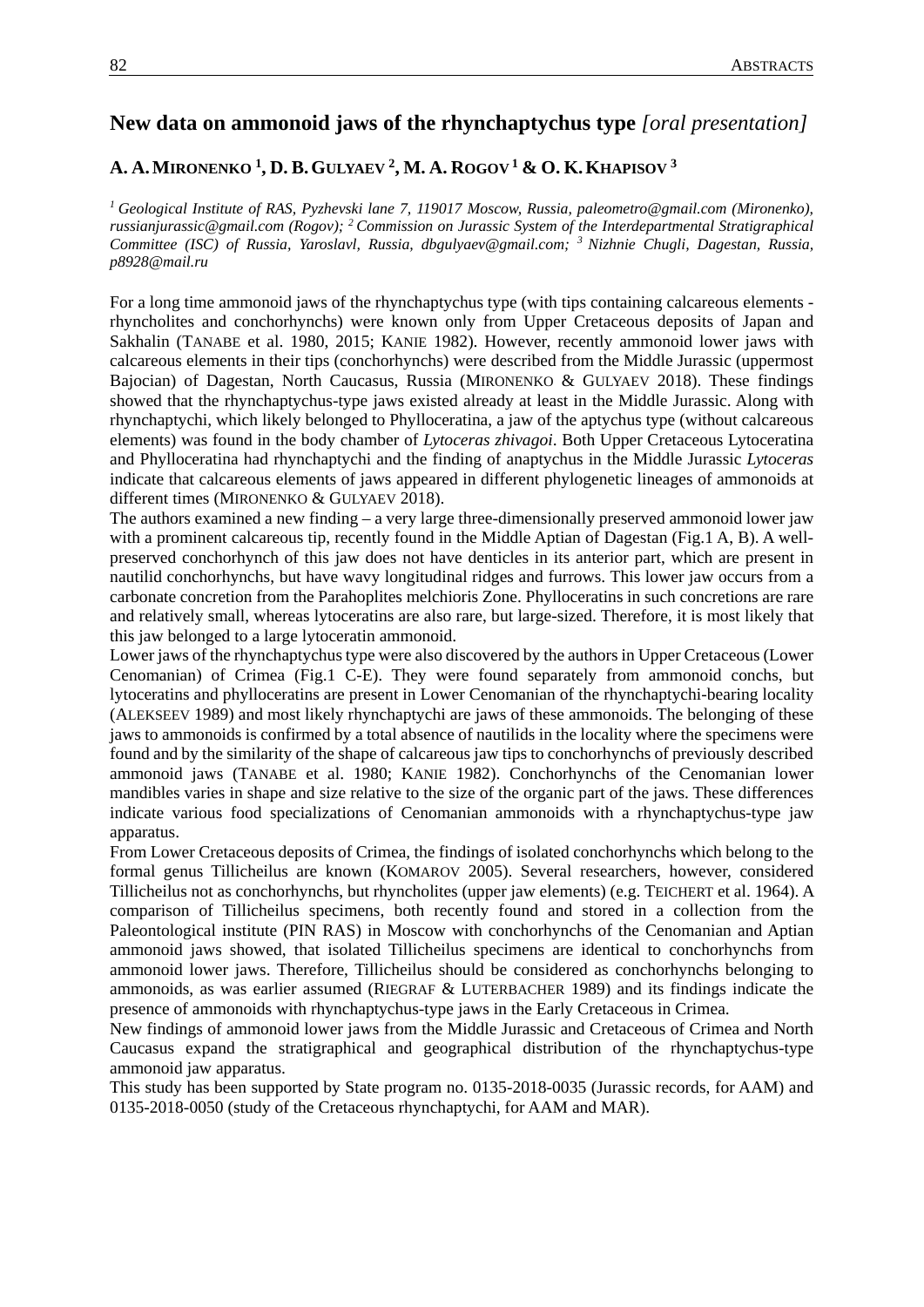## New data on ammonoid jaws of the rhynchaptychus type *[oral presentation]*

**A. A. Mironenko [1], D. B. Gulyaev [2], M. A. Rogov [1] & O. K. Khapisov [3]**

*[1] Geological Institute of RAS, Pyzhevski lane 7, 119017 Moscow, Russia, paleometro@gmail.com (Mironenko), russianjurassic@gmail.com (Rogov); [2] Commission on Jurassic System of the Interdepartmental Stratigraphical Committee (ISC) of Russia, Yaroslavl, Russia, dbgulyaev@gmail.com; [3] Nizhnie Chugli, Dagestan, Russia, p8928@mail.ru*

For a long time ammonoid jaws of the rhynchaptychus type (with tips containing calcareous elements - rhyncholites and conchorhynchs) were known only from Upper Cretaceous deposits of Japan and Sakhalin (Tanabe et al. 1980, 2015; Kanie 1982). However, recently ammonoid lower jaws with calcareous elements in their tips (conchorhynchs) were described from the Middle Jurassic (uppermost Bajocian) of Dagestan, North Caucasus, Russia (Mironenko & Gulyaev 2018). These findings showed that the rhynchaptychus-type jaws existed already at least in the Middle Jurassic. Along with rhynchaptychi, which likely belonged to Phylloceratina, a jaw of the aptychus type (without calcareous elements) was found in the body chamber of *Lytoceras zhivagoi*. Both Upper Cretaceous Lytoceratina and Phylloceratina had rhynchaptychi and the finding of anaptychus in the Middle Jurassic *Lytoceras* indicate that calcareous elements of jaws appeared in different phylogenetic lineages of ammonoids at different times (Mironenko & Gulyaev 2018).

The authors examined a new finding – a very large three-dimensionally preserved ammonoid lower jaw with a prominent calcareous tip, recently found in the Middle Aptian of Dagestan (Fig.1 A, B). A well-preserved conchorhynch of this jaw does not have denticles in its anterior part, which are present in nautilid conchorhynchs, but have wavy longitudinal ridges and furrows. This lower jaw occurs from a carbonate concretion from the Parahoplites melchioris Zone. Phylloceratins in such concretions are rare and relatively small, whereas lytoceratins are also rare, but large-sized. Therefore, it is most likely that this jaw belonged to a large lytoceratin ammonoid.

Lower jaws of the rhynchaptychus type were also discovered by the authors in Upper Cretaceous (Lower Cenomanian) of Crimea (Fig.1 C-E). They were found separately from ammonoid conchs, but lytoceratins and phylloceratins are present in Lower Cenomanian of the rhynchaptychi-bearing locality (Alekseev 1989) and most likely rhynchaptychi are jaws of these ammonoids. The belonging of these jaws to ammonoids is confirmed by a total absence of nautilids in the locality where the specimens were found and by the similarity of the shape of calcareous jaw tips to conchorhynchs of previously described ammonoid jaws (Tanabe et al. 1980; Kanie 1982). Conchorhynchs of the Cenomanian lower mandibles varies in shape and size relative to the size of the organic part of the jaws. These differences indicate various food specializations of Cenomanian ammonoids with a rhynchaptychus-type jaw apparatus.

From Lower Cretaceous deposits of Crimea, the findings of isolated conchorhynchs which belong to the formal genus Tillicheilus are known (Komarov 2005). Several researchers, however, considered Tillicheilus not as conchorhynchs, but rhyncholites (upper jaw elements) (e.g. Teichert et al. 1964). A comparison of Tillicheilus specimens, both recently found and stored in a collection from the Paleontological institute (PIN RAS) in Moscow with conchorhynchs of the Cenomanian and Aptian ammonoid jaws showed, that isolated Tillicheilus specimens are identical to conchorhynchs from ammonoid lower jaws. Therefore, Tillicheilus should be considered as conchorhynchs belonging to ammonoids, as was earlier assumed (Riegraf & Luterbacher 1989) and its findings indicate the presence of ammonoids with rhynchaptychus-type jaws in the Early Cretaceous in Crimea.

New findings of ammonoid lower jaws from the Middle Jurassic and Cretaceous of Crimea and North Caucasus expand the stratigraphical and geographical distribution of the rhynchaptychus-type ammonoid jaw apparatus.

This study has been supported by State program no. 0135-2018-0035 (Jurassic records, for AAM) and 0135-2018-0050 (study of the Cretaceous rhynchaptychi, for AAM and MAR).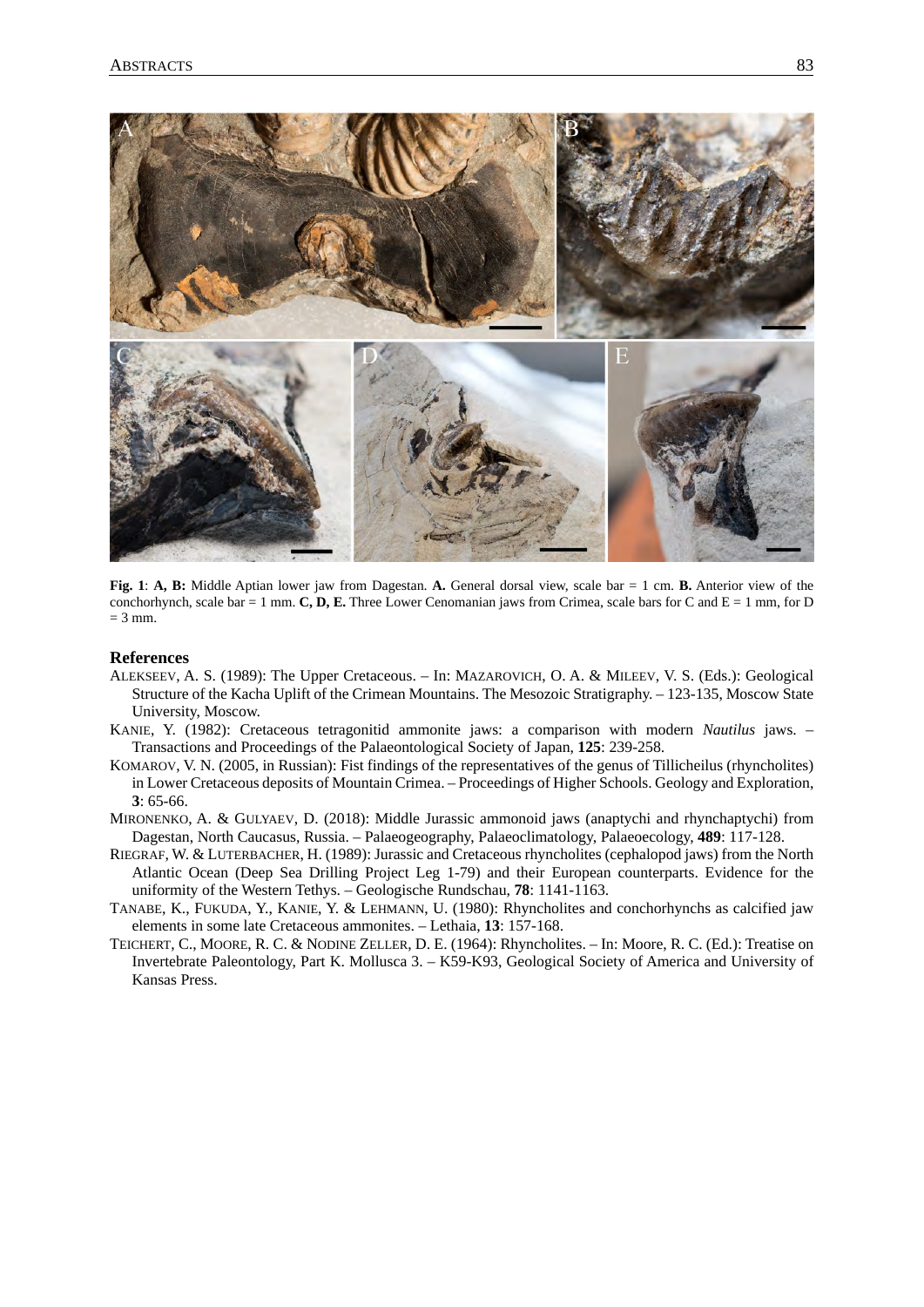**Fig. 1**: **A, B:** Middle Aptian lower jaw from Dagestan. **A.** General dorsal view, scale bar = 1 cm. **B.** Anterior view of the conchorhynch, scale bar = 1 mm. **C, D, E.** Three Lower Cenomanian jaws from Crimea, scale bars for C and E = 1 mm, for D = 3 mm.

## References

ALEKSEEV, A. S. (1989): The Upper Cretaceous. – In: MAZAROVICH, O. A. & MILEEV, V. S. (Eds.): Geological Structure of the Kacha Uplift of the Crimean Mountains. The Mesozoic Stratigraphy. – 123-135, Moscow State University, Moscow.

KANIE, Y. (1982): Cretaceous tetragonitid ammonite jaws: a comparison with modern *Nautilus* jaws. – Transactions and Proceedings of the Palaeontological Society of Japan, **125**: 239-258.

KOMAROV, V. N. (2005, in Russian): Fist findings of the representatives of the genus of Tillicheilus (rhyncholites) in Lower Cretaceous deposits of Mountain Crimea. – Proceedings of Higher Schools. Geology and Exploration, **3**: 65-66.

MIRONENKO, A. & GULYAEV, D. (2018): Middle Jurassic ammonoid jaws (anaptychi and rhynchaptychi) from Dagestan, North Caucasus, Russia. – Palaeogeography, Palaeoclimatology, Palaeoecology, **489**: 117-128.

RIEGRAF, W. & LUTERBACHER, H. (1989): Jurassic and Cretaceous rhyncholites (cephalopod jaws) from the North Atlantic Ocean (Deep Sea Drilling Project Leg 1-79) and their European counterparts. Evidence for the uniformity of the Western Tethys. – Geologische Rundschau, **78**: 1141-1163.

TANABE, K., FUKUDA, Y., KANIE, Y. & LEHMANN, U. (1980): Rhyncholites and conchorhynchs as calcified jaw elements in some late Cretaceous ammonites. – Lethaia, **13**: 157-168.

TEICHERT, C., MOORE, R. C. & NODINE ZELLER, D. E. (1964): Rhyncholites. – In: Moore, R. C. (Ed.): Treatise on Invertebrate Paleontology, Part K. Mollusca 3. – K59-K93, Geological Society of America and University of Kansas Press.